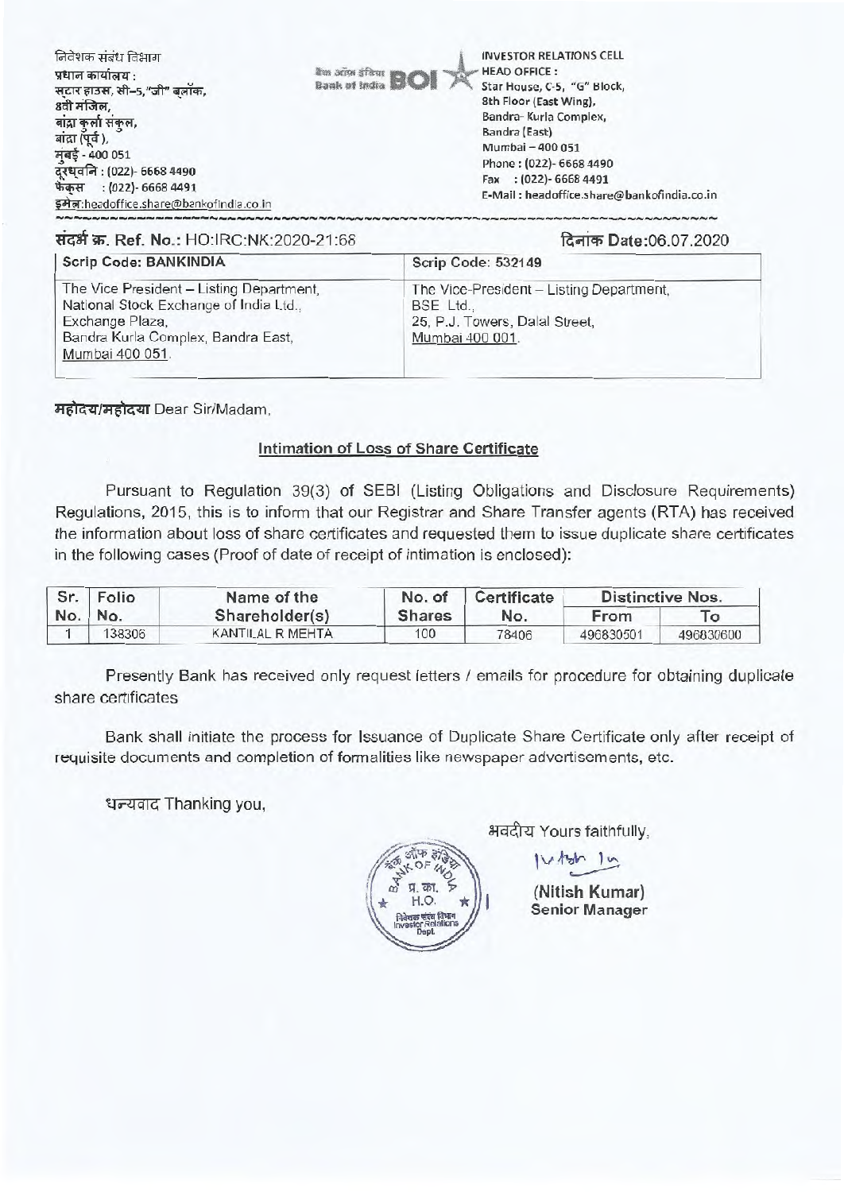निवेशक संबंध विभाग
प्रधान कार्यालय :
स्टार हाउस, सी–5,"जी" ब्लॉक,
8वी मंजिल,
बांद्रा कुर्ला संकुल,
बांद्रा (पूर्व),
मुंबई - 400 051
दूरध्वनि : (022)- 6668 4490
फेक्स : (022)- 6668 4491
इमेल:headoffice.share@bankofindia.co.in

बैंक ऑफ इंडिया BOI Bank of India

INVESTOR RELATIONS CELL
HEAD OFFICE :
Star House, C-5, "G" Block,
8th Floor (East Wing),
Bandra- Kurla Complex,
Bandra (East)
Mumbai – 400 051
Phone : (022)- 6668 4490
Fax : (022)- 6668 4491
E-Mail : headoffice.share@bankofindia.co.in

संदर्भ क्र. Ref. No.: HO:IRC:NK:2020-21:68

दिनांक Date:06.07.2020

| Scrip Code: BANKINDIA | Scrip Code: 532149 |
|---|---|
| The Vice President – Listing Department, National Stock Exchange of India Ltd., Exchange Plaza, Bandra Kurla Complex, Bandra East, Mumbai 400 051. | The Vice-President – Listing Department, BSE Ltd., 25, P.J. Towers, Dalal Street, Mumbai 400 001. |

महोदय/महोदया Dear Sir/Madam,

**Intimation of Loss of Share Certificate**

Pursuant to Regulation 39(3) of SEBI (Listing Obligations and Disclosure Requirements) Regulations, 2015, this is to inform that our Registrar and Share Transfer agents (RTA) has received the information about loss of share certificates and requested them to issue duplicate share certificates in the following cases (Proof of date of receipt of intimation is enclosed):

| Sr. No. | Folio No. | Name of the Shareholder(s) | No. of Shares | Certificate No. | Distinctive Nos. | |
|---|---|---|---|---|---|---|
| | | | | | From | To |
| 1 | 138306 | KANTILAL R MEHTA | 100 | 78406 | 496830501 | 496830600 |

Presently Bank has received only request letters / emails for procedure for obtaining duplicate share certificates

Bank shall initiate the process for Issuance of Duplicate Share Certificate only after receipt of requisite documents and completion of formalities like newspaper advertisements, etc.

धन्यवाद Thanking you,

भवदीय Yours faithfully,

(Nitish Kumar)
Senior Manager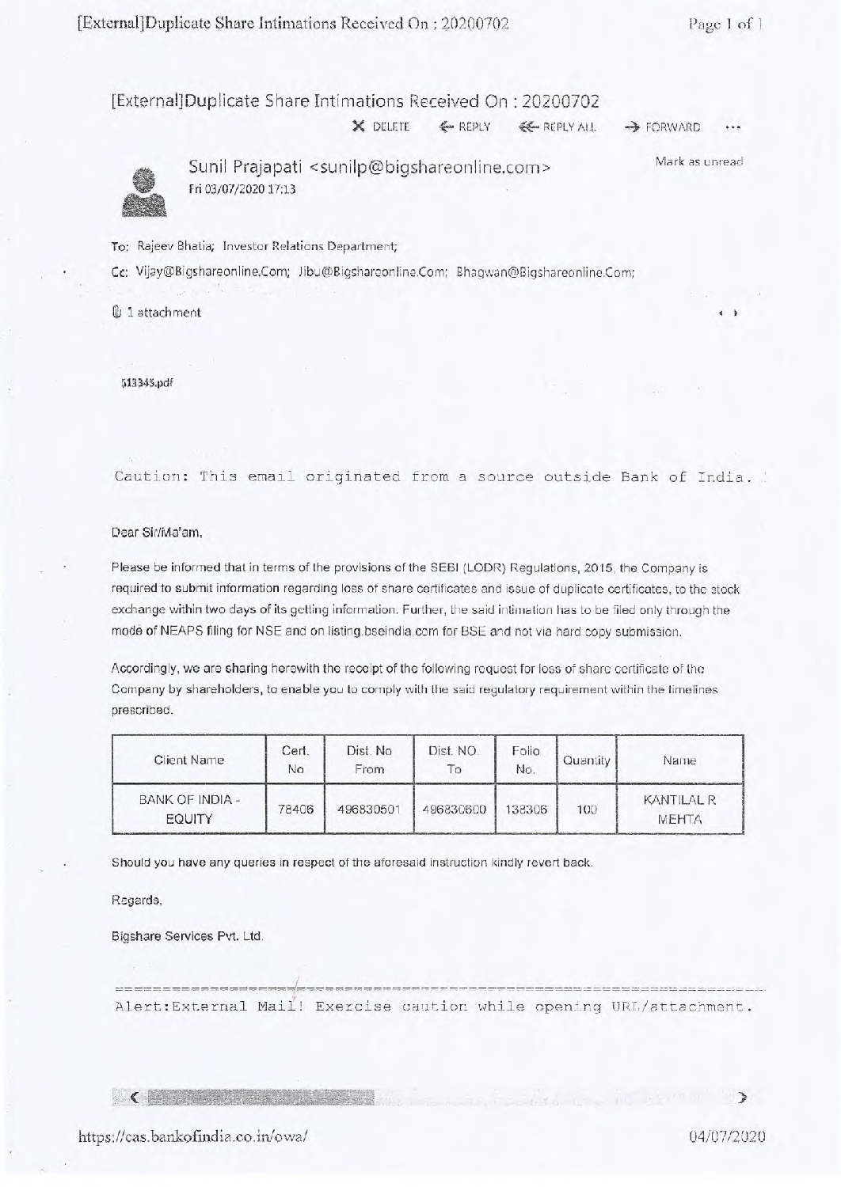# [External]Duplicate Share Intimations Received On : 20200702

DELETE REPLY REPLY ALL FORWARD ...

Sunil Prajapati <sunilp@bigshareonline.com>
Fri 03/07/2020 17:13

Mark as unread

To: Rajeev Bhatia; Investor Relations Department;

Cc: Vijay@Bigshareonline.Com; Jibu@Bigshareonline.Com; Bhagwan@Bigshareonline.Com;

1 attachment

513345.pdf

Caution: This email originated from a source outside Bank of India.

Dear Sir/Ma'am,

Please be informed that in terms of the provisions of the SEBI (LODR) Regulations, 2015, the Company is required to submit information regarding loss of share certificates and issue of duplicate certificates, to the stock exchange within two days of its getting information. Further, the said intimation has to be filed only through the mode of NEAPS filing for NSE and on listing.bseindia.com for BSE and not via hard copy submission.

Accordingly, we are sharing herewith the receipt of the following request for loss of share certificate of the Company by shareholders, to enable you to comply with the said regulatory requirement within the timelines prescribed.

| Client Name | Cert. No | Dist. No From | Dist. NO To | Folio No. | Quantity | Name |
|---|---|---|---|---|---|---|
| BANK OF INDIA - EQUITY | 78406 | 496830501 | 496830600 | 138306 | 100 | KANTILAL R MEHTA |

Should you have any queries in respect of the aforesaid instruction kindly revert back.

Regards,

Bigshare Services Pvt. Ltd.

Alert:External Mail! Exercise caution while opening URL/attachment.

https://cas.bankofindia.co.in/owa/

04/07/2020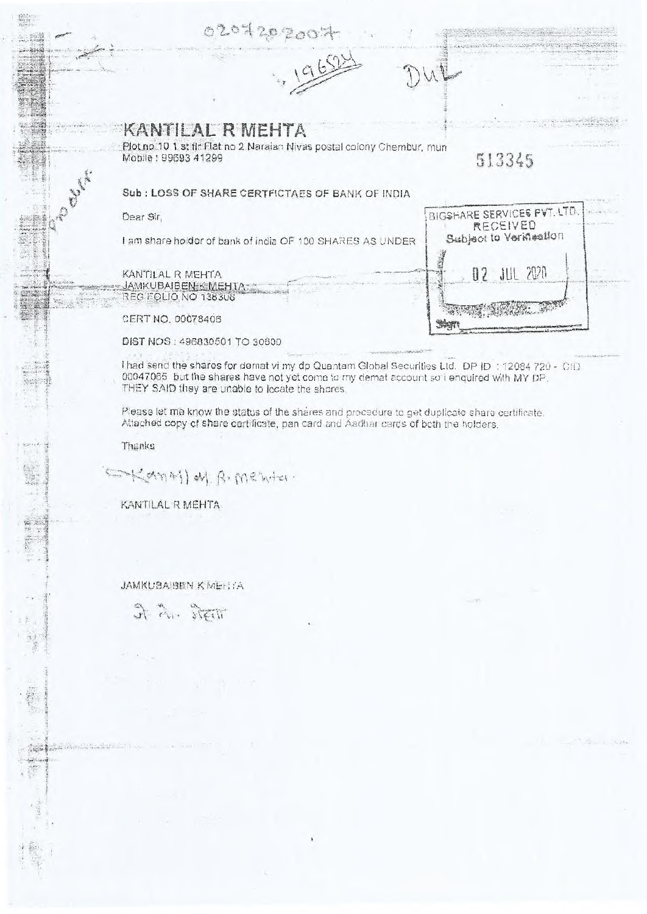0207202007

196524

DUL

# KANTILAL R MEHTA

Plot no 10 1 st flr Flat no 2 Naraian Nivas postal colony Chembur, mun
Mobile : 99693 41299

513345

**Sub : LOSS OF SHARE CERTFICTAES OF BANK OF INDIA**

BIGSHARE SERVICES PVT. LTD.
RECEIVED
Subject to Verification
02 JUL 2020
Sign

Dear Sir,

I am share holdor of bank of india OF 100 SHARES AS UNDER

KANTILAL R MEHTA
JAMKUBAIBEN K MEHTA
REG FOLIO NO 138306

CERT NO. 00078406

DIST NOS : 496830501 TO 30600

I had send the shares for demat vi my dp Quantam Global Securities Ltd. DP ID : 12084 720 - CID 00047065 but the shares have not yet come to my demat account so i enquired with MY DP. THEY SAID they are unable to locate the shares.

Please let me know the status of the shares and procedure to get duplicate share certificate. Attached copy of share certificate, pan card and Aadhar cards of both the holders.

Thanks

Kantilal R. Mehta

KANTILAL R MEHTA

JAMKUBAIBEN K MEHTA

जे. के. मेहता